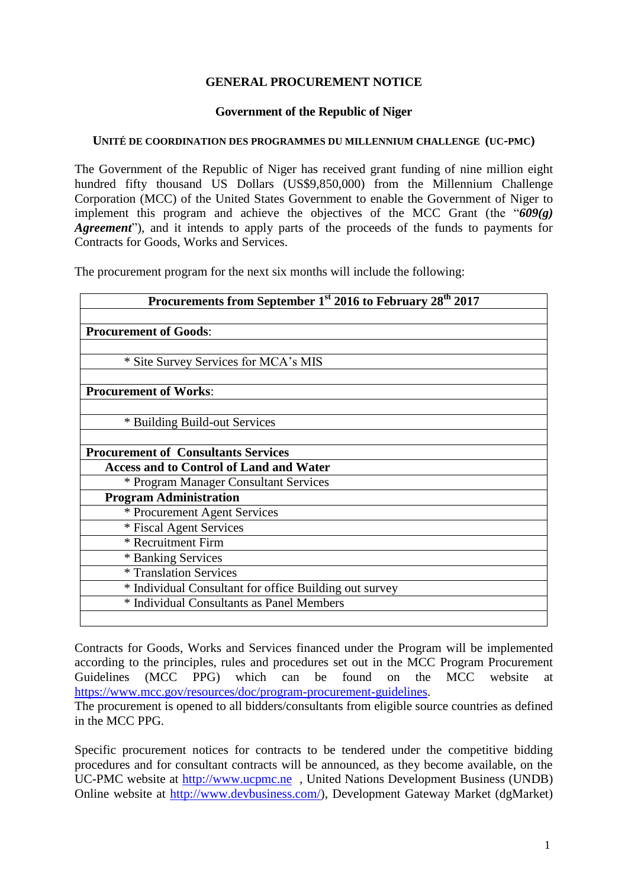**GENERAL PROCUREMENT NOTICE**

**Government of the Republic of Niger**

**UNITÉ DE COORDINATION DES PROGRAMMES DU MILLENNIUM CHALLENGE (UC-PMC)**

The Government of the Republic of Niger has received grant funding of nine million eight hundred fifty thousand US Dollars (US$9,850,000) from the Millennium Challenge Corporation (MCC) of the United States Government to enable the Government of Niger to implement this program and achieve the objectives of the MCC Grant (the "***609(g) Agreement***"), and it intends to apply parts of the proceeds of the funds to payments for Contracts for Goods, Works and Services.

The procurement program for the next six months will include the following:

| **Procurements from September 1st 2016 to February 28th 2017** |
|---|
| |
| **Procurement of Goods**: |
| |
| * Site Survey Services for MCA's MIS |
| |
| **Procurement of Works**: |
| |
| * Building Build-out Services |
| |
| **Procurement of Consultants Services** |
| **Access and to Control of Land and Water** |
| * Program Manager Consultant Services |
| **Program Administration** |
| * Procurement Agent Services |
| * Fiscal Agent Services |
| * Recruitment Firm |
| * Banking Services |
| * Translation Services |
| * Individual Consultant for office Building out survey |
| * Individual Consultants as Panel Members |
| |

Contracts for Goods, Works and Services financed under the Program will be implemented according to the principles, rules and procedures set out in the MCC Program Procurement Guidelines (MCC PPG) which can be found on the MCC website at https://www.mcc.gov/resources/doc/program-procurement-guidelines.
The procurement is opened to all bidders/consultants from eligible source countries as defined in the MCC PPG.

Specific procurement notices for contracts to be tendered under the competitive bidding procedures and for consultant contracts will be announced, as they become available, on the UC-PMC website at http://www.ucpmc.ne , United Nations Development Business (UNDB) Online website at http://www.devbusiness.com/), Development Gateway Market (dgMarket)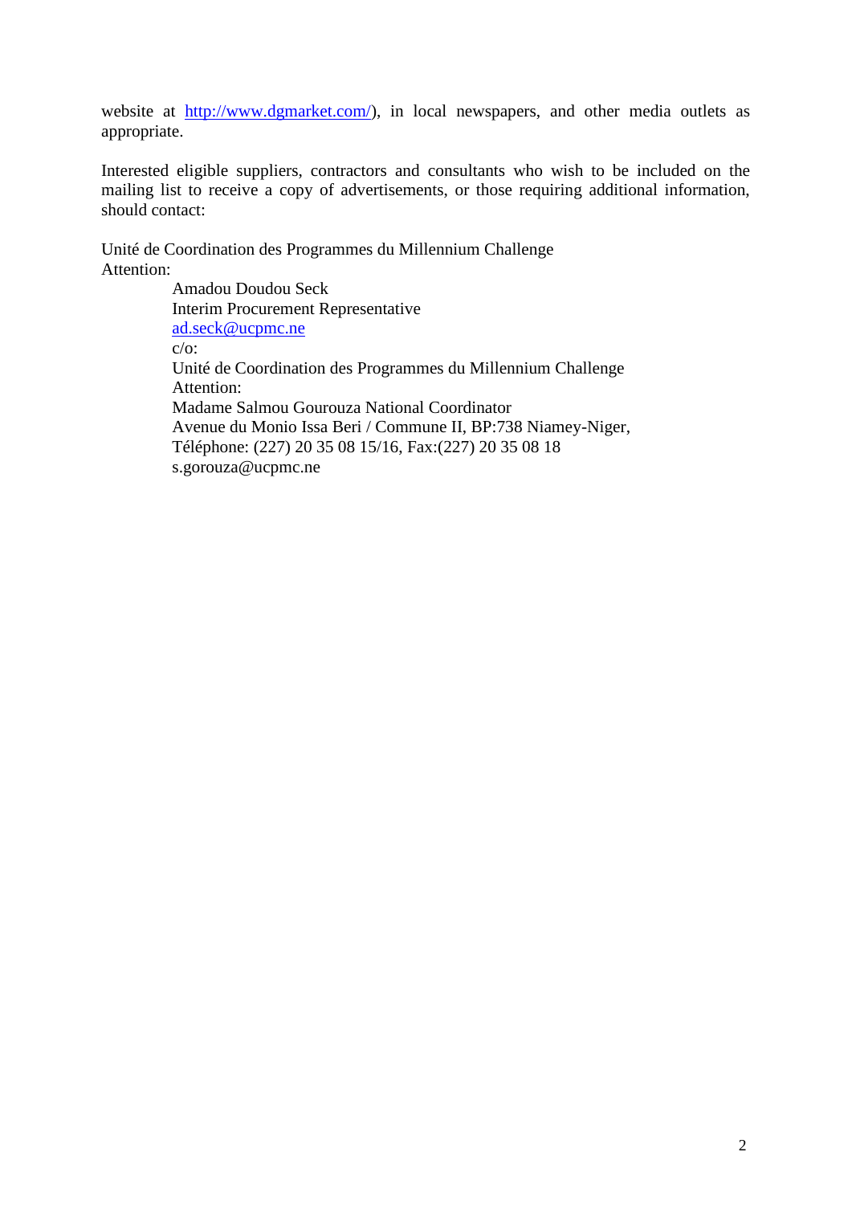website at http://www.dgmarket.com/), in local newspapers, and other media outlets as appropriate.

Interested eligible suppliers, contractors and consultants who wish to be included on the mailing list to receive a copy of advertisements, or those requiring additional information, should contact:

Unité de Coordination des Programmes du Millennium Challenge
Attention:

> Amadou Doudou Seck
> Interim Procurement Representative
> ad.seck@ucpmc.ne
> c/o:
> Unité de Coordination des Programmes du Millennium Challenge
> Attention:
> Madame Salmou Gourouza National Coordinator
> Avenue du Monio Issa Beri / Commune II, BP:738 Niamey-Niger,
> Téléphone: (227) 20 35 08 15/16, Fax:(227) 20 35 08 18
> s.gorouza@ucpmc.ne